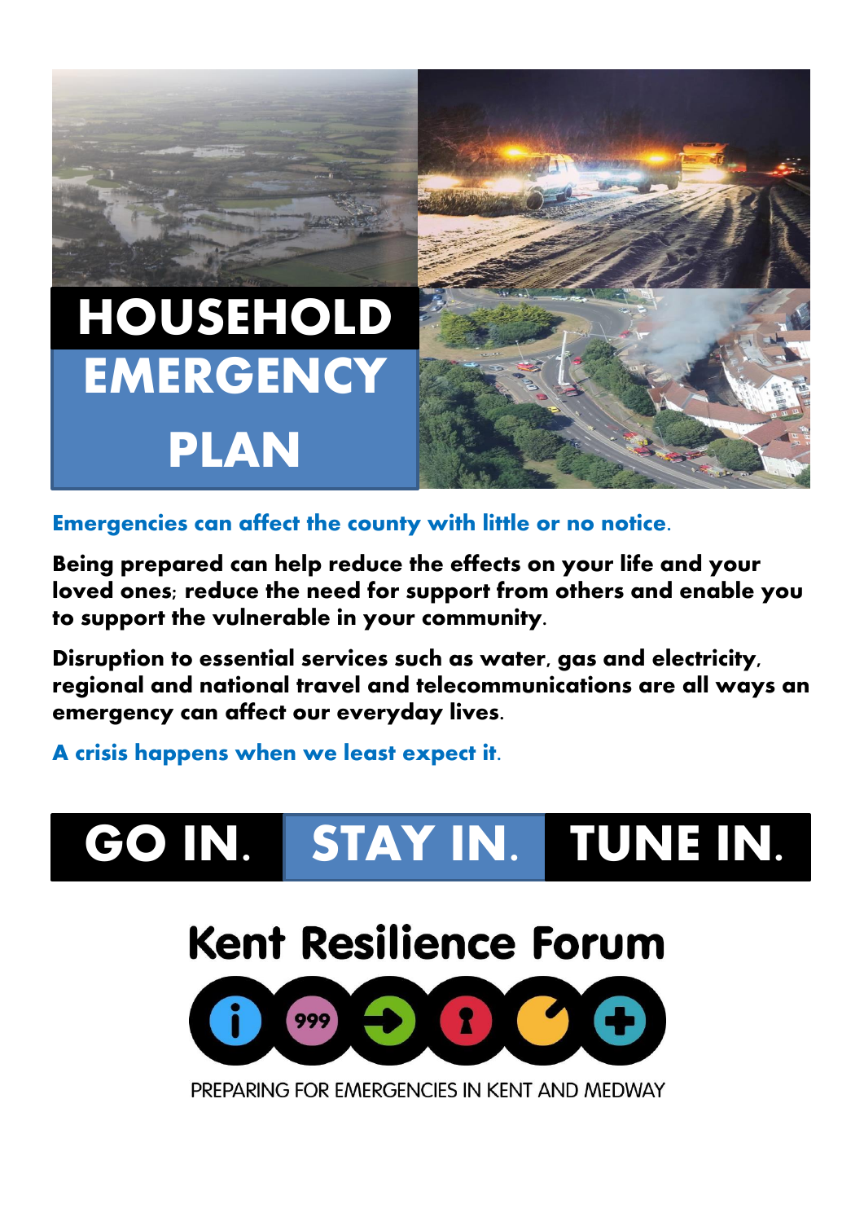# HOUSEHOLD EMERGENCY PLAN

**Emergencies can affect the county with little or no notice.**

**Being prepared can help reduce the effects on your life and your loved ones; reduce the need for support from others and enable you to support the vulnerable in your community.**

**Disruption to essential services such as water, gas and electricity, regional and national travel and telecommunications are all ways an emergency can affect our everyday lives.**

**A crisis happens when we least expect it.**

## GO IN. STAY IN. TUNE IN.

**Kent Resilience Forum**

PREPARING FOR EMERGENCIES IN KENT AND MEDWAY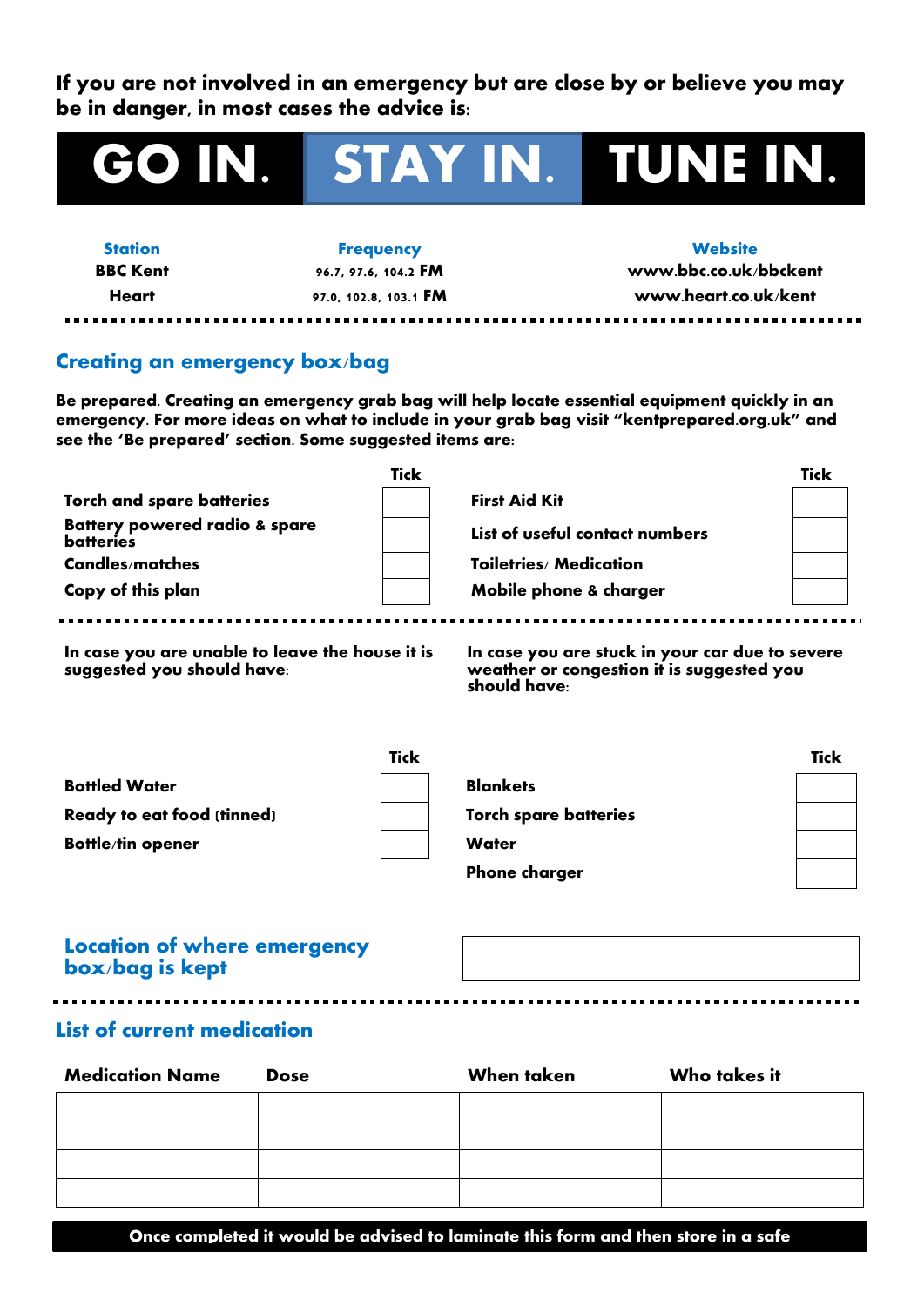**If you are not involved in an emergency but are close by or believe you may be in danger, in most cases the advice is:**

# GO IN. STAY IN. TUNE IN.

| Station | Frequency | Website |
|---|---|---|
| BBC Kent | 96.7, 97.6, 104.2 FM | www.bbc.co.uk/bbckent |
| Heart | 97.0, 102.8, 103.1 FM | www.heart.co.uk/kent |

## Creating an emergency box/bag

**Be prepared. Creating an emergency grab bag will help locate essential equipment quickly in an emergency. For more ideas on what to include in your grab bag visit "kentprepared.org.uk" and see the 'Be prepared' section. Some suggested items are:**

| | Tick | | Tick |
|---|---|---|---|
| Torch and spare batteries | | First Aid Kit | |
| Battery powered radio & spare batteries | | List of useful contact numbers | |
| Candles/matches | | Toiletries/ Medication | |
| Copy of this plan | | Mobile phone & charger | |

**In case you are unable to leave the house it is suggested you should have:**

| | Tick |
|---|---|
| Bottled Water | |
| Ready to eat food (tinned) | |
| Bottle/tin opener | |

**In case you are stuck in your car due to severe weather or congestion it is suggested you should have:**

| | Tick |
|---|---|
| Blankets | |
| Torch spare batteries | |
| Water | |
| Phone charger | |

## Location of where emergency box/bag is kept

## List of current medication

| Medication Name | Dose | When taken | Who takes it |
|---|---|---|---|
| | | | |
| | | | |
| | | | |
| | | | |

**Once completed it would be advised to laminate this form and then store in a safe**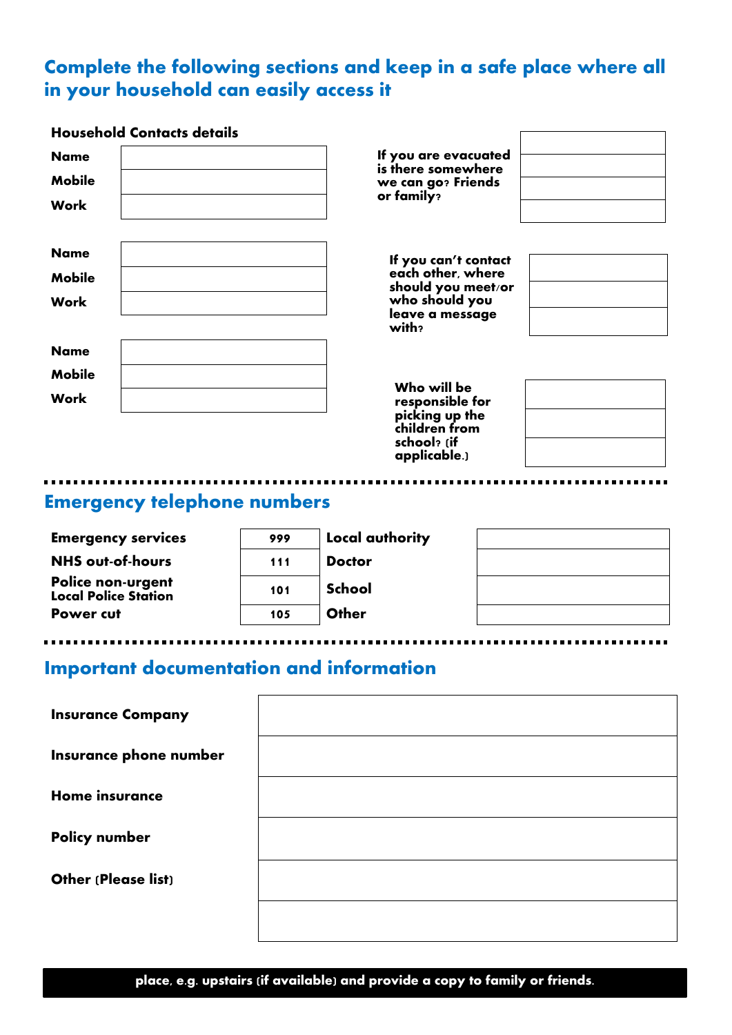## Complete the following sections and keep in a safe place where all in your household can easily access it

### Household Contacts details

| | |
|---|---|
| **Name** | |
| **Mobile** | |
| **Work** | |

| | |
|---|---|
| **Name** | |
| **Mobile** | |
| **Work** | |

| | |
|---|---|
| **Name** | |
| **Mobile** | |
| **Work** | |

**If you are evacuated is there somewhere we can go? Friends or family?**

| |
|---|
| |
| |
| |
| |

**If you can't contact each other, where should you meet/or who should you leave a message with?**

| |
|---|
| |
| |
| |

**Who will be responsible for picking up the children from school? (if applicable.)**

| |
|---|
| |
| |
| |

## Emergency telephone numbers

| | | | |
|---|---|---|---|
| **Emergency services** | 999 | **Local authority** | |
| **NHS out-of-hours** | 111 | **Doctor** | |
| **Police non-urgent Local Police Station** | 101 | **School** | |
| **Power cut** | 105 | **Other** | |

## Important documentation and information

| | |
|---|---|
| **Insurance Company** | |
| **Insurance phone number** | |
| **Home insurance** | |
| **Policy number** | |
| **Other (Please list)** | |
| | |

**place, e.g. upstairs (if available) and provide a copy to family or friends.**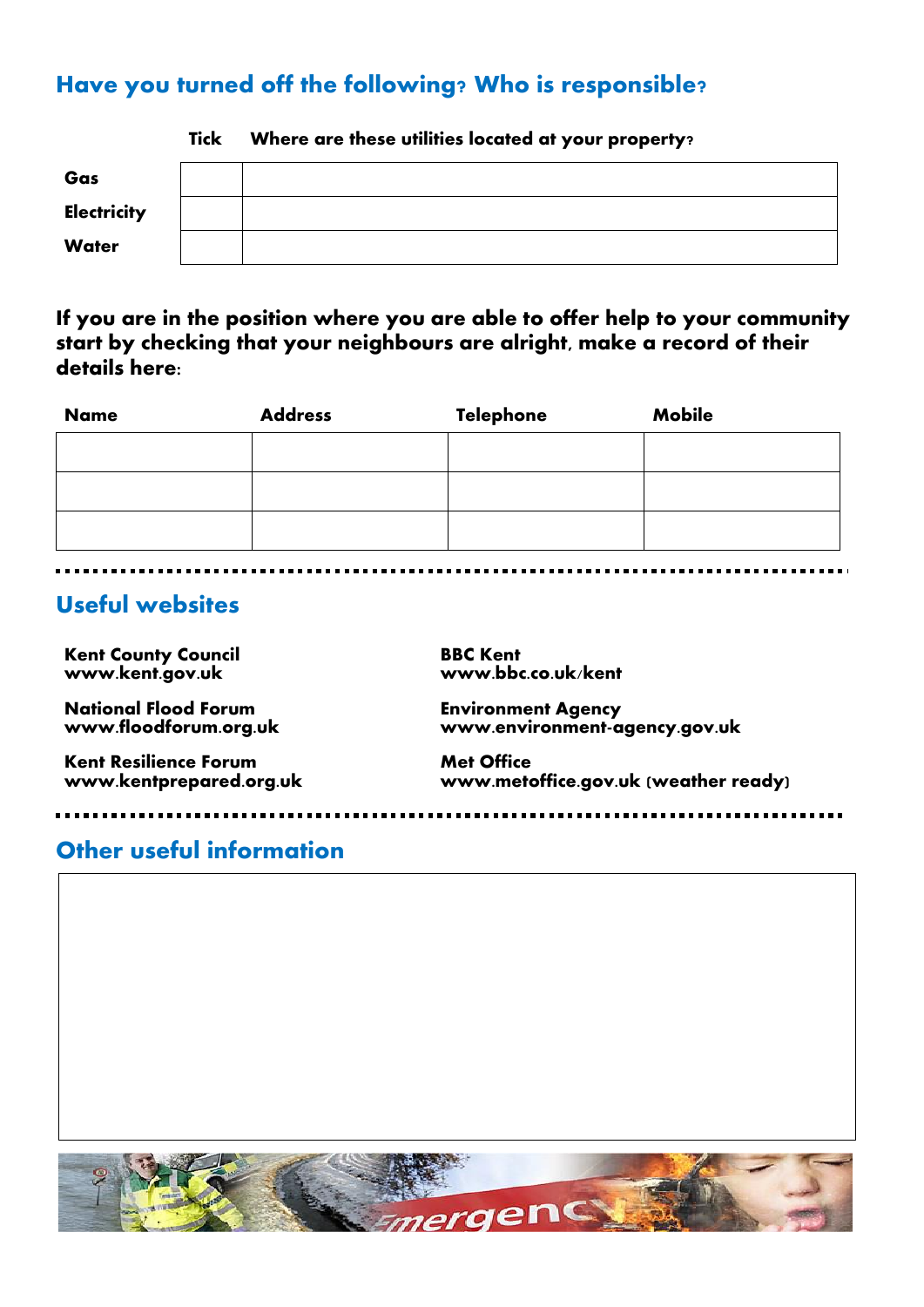## Have you turned off the following? Who is responsible?

| | Tick | Where are these utilities located at your property? |
|---|---|---|
| **Gas** | | |
| **Electricity** | | |
| **Water** | | |

**If you are in the position where you are able to offer help to your community start by checking that your neighbours are alright, make a record of their details here:**

| Name | Address | Telephone | Mobile |
|---|---|---|---|
| | | | |
| | | | |
| | | | |

## Useful websites

**Kent County Council**
**www.kent.gov.uk**

**National Flood Forum**
**www.floodforum.org.uk**

**Kent Resilience Forum**
**www.kentprepared.org.uk**

**BBC Kent**
**www.bbc.co.uk/kent**

**Environment Agency**
**www.environment-agency.gov.uk**

**Met Office**
**www.metoffice.gov.uk (weather ready)**

## Other useful information